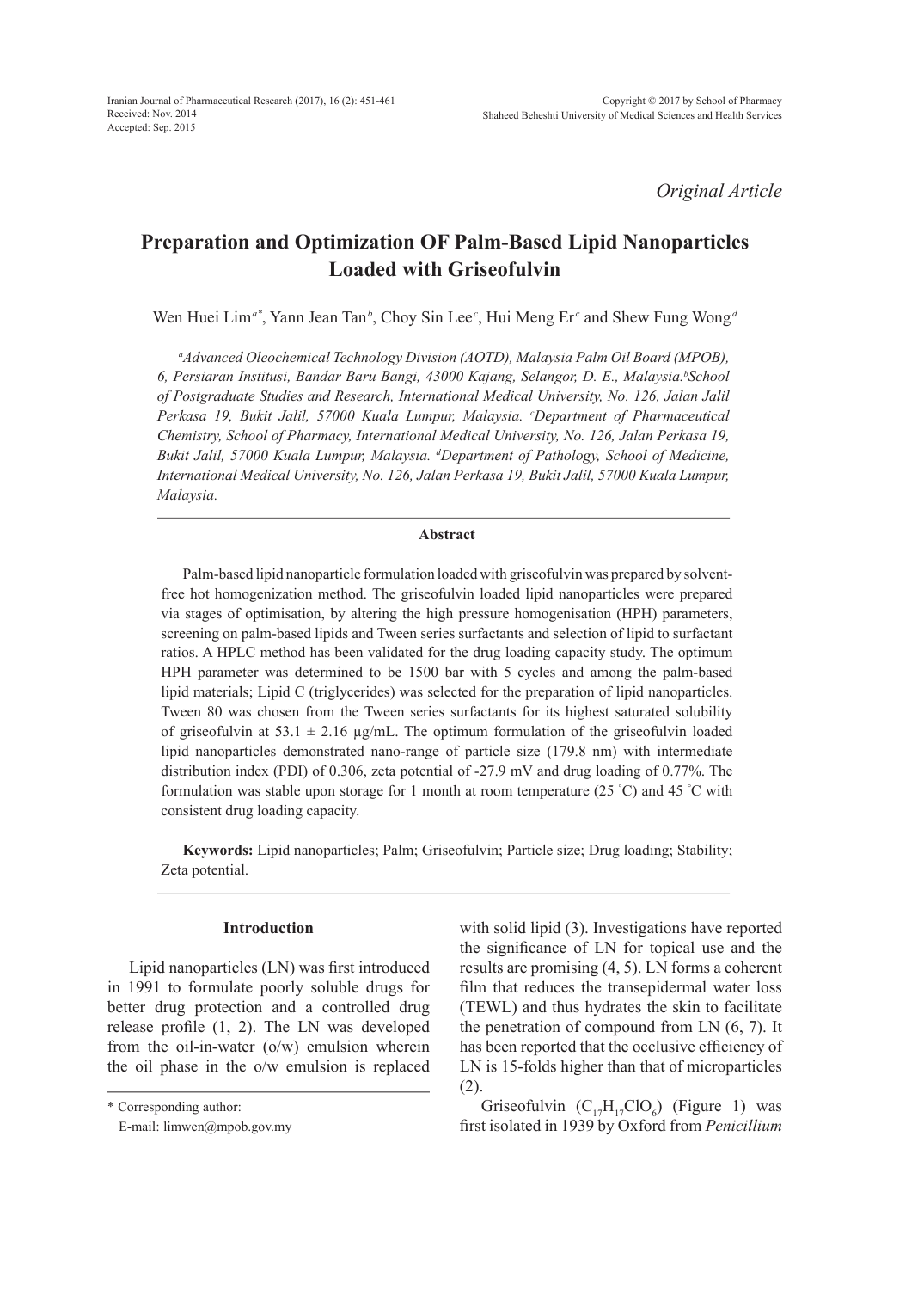*Original Article*

# Preparation and Optimization OF Palm-Based Lipid Nanoparticles Loaded with Griseofulvin

Wen Huei Lim[a*], Yann Jean Tan[b], Choy Sin Lee[c], Hui Meng Er[c] and Shew Fung Wong[d]

*[a]Advanced Oleochemical Technology Division (AOTD), Malaysia Palm Oil Board (MPOB), 6, Persiaran Institusi, Bandar Baru Bangi, 43000 Kajang, Selangor, D. E., Malaysia. [b]School of Postgraduate Studies and Research, International Medical University, No. 126, Jalan Jalil Perkasa 19, Bukit Jalil, 57000 Kuala Lumpur, Malaysia. [c]Department of Pharmaceutical Chemistry, School of Pharmacy, International Medical University, No. 126, Jalan Perkasa 19, Bukit Jalil, 57000 Kuala Lumpur, Malaysia. [d]Department of Pathology, School of Medicine, International Medical University, No. 126, Jalan Perkasa 19, Bukit Jalil, 57000 Kuala Lumpur, Malaysia.*

## Abstract

Palm-based lipid nanoparticle formulation loaded with griseofulvin was prepared by solvent-free hot homogenization method. The griseofulvin loaded lipid nanoparticles were prepared via stages of optimisation, by altering the high pressure homogenisation (HPH) parameters, screening on palm-based lipids and Tween series surfactants and selection of lipid to surfactant ratios. A HPLC method has been validated for the drug loading capacity study. The optimum HPH parameter was determined to be 1500 bar with 5 cycles and among the palm-based lipid materials; Lipid C (triglycerides) was selected for the preparation of lipid nanoparticles. Tween 80 was chosen from the Tween series surfactants for its highest saturated solubility of griseofulvin at 53.1 ± 2.16 µg/mL. The optimum formulation of the griseofulvin loaded lipid nanoparticles demonstrated nano-range of particle size (179.8 nm) with intermediate distribution index (PDI) of 0.306, zeta potential of -27.9 mV and drug loading of 0.77%. The formulation was stable upon storage for 1 month at room temperature (25 ˚C) and 45 ˚C with consistent drug loading capacity.

**Keywords:** Lipid nanoparticles; Palm; Griseofulvin; Particle size; Drug loading; Stability; Zeta potential.

## Introduction

Lipid nanoparticles (LN) was first introduced in 1991 to formulate poorly soluble drugs for better drug protection and a controlled drug release profile (1, 2). The LN was developed from the oil-in-water (o/w) emulsion wherein the oil phase in the o/w emulsion is replaced with solid lipid (3). Investigations have reported the significance of LN for topical use and the results are promising (4, 5). LN forms a coherent film that reduces the transepidermal water loss (TEWL) and thus hydrates the skin to facilitate the penetration of compound from LN (6, 7). It has been reported that the occlusive efficiency of LN is 15-folds higher than that of microparticles (2).

Griseofulvin ($C_{17}H_{17}ClO_6$) (Figure 1) was first isolated in 1939 by Oxford from *Penicillium*

\* Corresponding author:

E-mail: limwen@mpob.gov.my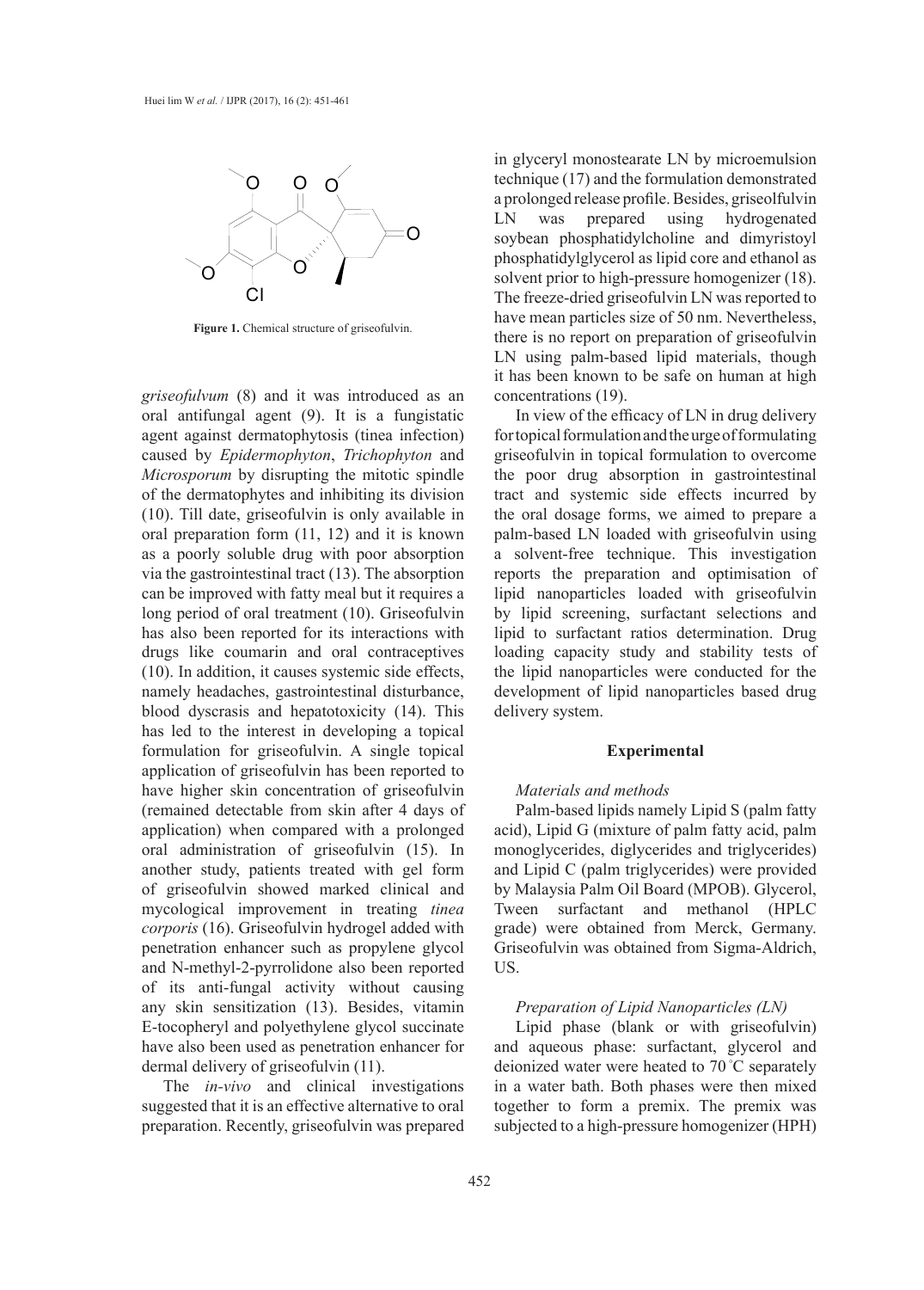**Figure 1.** Chemical structure of griseofulvin.

*griseofulvum* (8) and it was introduced as an oral antifungal agent (9). It is a fungistatic agent against dermatophytosis (tinea infection) caused by *Epidermophyton*, *Trichophyton* and *Microsporum* by disrupting the mitotic spindle of the dermatophytes and inhibiting its division (10). Till date, griseofulvin is only available in oral preparation form (11, 12) and it is known as a poorly soluble drug with poor absorption via the gastrointestinal tract (13). The absorption can be improved with fatty meal but it requires a long period of oral treatment (10). Griseofulvin has also been reported for its interactions with drugs like coumarin and oral contraceptives (10). In addition, it causes systemic side effects, namely headaches, gastrointestinal disturbance, blood dyscrasis and hepatotoxicity (14). This has led to the interest in developing a topical formulation for griseofulvin. A single topical application of griseofulvin has been reported to have higher skin concentration of griseofulvin (remained detectable from skin after 4 days of application) when compared with a prolonged oral administration of griseofulvin (15). In another study, patients treated with gel form of griseofulvin showed marked clinical and mycological improvement in treating *tinea corporis* (16). Griseofulvin hydrogel added with penetration enhancer such as propylene glycol and N-methyl-2-pyrrolidone also been reported of its anti-fungal activity without causing any skin sensitization (13). Besides, vitamin E-tocopheryl and polyethylene glycol succinate have also been used as penetration enhancer for dermal delivery of griseofulvin (11).

The *in-vivo* and clinical investigations suggested that it is an effective alternative to oral preparation. Recently, griseofulvin was prepared in glyceryl monostearate LN by microemulsion technique (17) and the formulation demonstrated a prolonged release profile. Besides, griseolfulvin LN was prepared using hydrogenated soybean phosphatidylcholine and dimyristoyl phosphatidylglycerol as lipid core and ethanol as solvent prior to high-pressure homogenizer (18). The freeze-dried griseofulvin LN was reported to have mean particles size of 50 nm. Nevertheless, there is no report on preparation of griseofulvin LN using palm-based lipid materials, though it has been known to be safe on human at high concentrations (19).

In view of the efficacy of LN in drug delivery for topical formulation and the urge of formulating griseofulvin in topical formulation to overcome the poor drug absorption in gastrointestinal tract and systemic side effects incurred by the oral dosage forms, we aimed to prepare a palm-based LN loaded with griseofulvin using a solvent-free technique. This investigation reports the preparation and optimisation of lipid nanoparticles loaded with griseofulvin by lipid screening, surfactant selections and lipid to surfactant ratios determination. Drug loading capacity study and stability tests of the lipid nanoparticles were conducted for the development of lipid nanoparticles based drug delivery system.

## Experimental

### *Materials and methods*

Palm-based lipids namely Lipid S (palm fatty acid), Lipid G (mixture of palm fatty acid, palm monoglycerides, diglycerides and triglycerides) and Lipid C (palm triglycerides) were provided by Malaysia Palm Oil Board (MPOB). Glycerol, Tween surfactant and methanol (HPLC grade) were obtained from Merck, Germany. Griseofulvin was obtained from Sigma-Aldrich, US.

### *Preparation of Lipid Nanoparticles (LN)*

Lipid phase (blank or with griseofulvin) and aqueous phase: surfactant, glycerol and deionized water were heated to 70 °C separately in a water bath. Both phases were then mixed together to form a premix. The premix was subjected to a high-pressure homogenizer (HPH)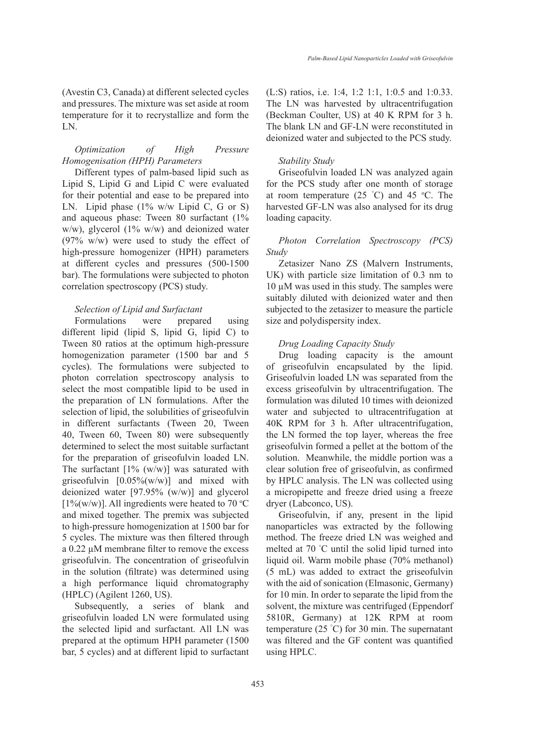(Avestin C3, Canada) at different selected cycles and pressures. The mixture was set aside at room temperature for it to recrystallize and form the LN.

### *Optimization of High Pressure Homogenisation (HPH) Parameters*

Different types of palm-based lipid such as Lipid S, Lipid G and Lipid C were evaluated for their potential and ease to be prepared into LN. Lipid phase (1% w/w Lipid C, G or S) and aqueous phase: Tween 80 surfactant (1% w/w), glycerol (1% w/w) and deionized water (97% w/w) were used to study the effect of high-pressure homogenizer (HPH) parameters at different cycles and pressures (500-1500 bar). The formulations were subjected to photon correlation spectroscopy (PCS) study.

### *Selection of Lipid and Surfactant*

Formulations were prepared using different lipid (lipid S, lipid G, lipid C) to Tween 80 ratios at the optimum high-pressure homogenization parameter (1500 bar and 5 cycles). The formulations were subjected to photon correlation spectroscopy analysis to select the most compatible lipid to be used in the preparation of LN formulations. After the selection of lipid, the solubilities of griseofulvin in different surfactants (Tween 20, Tween 40, Tween 60, Tween 80) were subsequently determined to select the most suitable surfactant for the preparation of griseofulvin loaded LN. The surfactant [1% (w/w)] was saturated with griseofulvin [0.05%(w/w)] and mixed with deionized water [97.95% (w/w)] and glycerol [1%(w/w)]. All ingredients were heated to 70 ºC and mixed together. The premix was subjected to high-pressure homogenization at 1500 bar for 5 cycles. The mixture was then filtered through a 0.22 µM membrane filter to remove the excess griseofulvin. The concentration of griseofulvin in the solution (filtrate) was determined using a high performance liquid chromatography (HPLC) (Agilent 1260, US).

Subsequently, a series of blank and griseofulvin loaded LN were formulated using the selected lipid and surfactant. All LN was prepared at the optimum HPH parameter (1500 bar, 5 cycles) and at different lipid to surfactant (L:S) ratios, i.e. 1:4, 1:2 1:1, 1:0.5 and 1:0.33. The LN was harvested by ultracentrifugation (Beckman Coulter, US) at 40 K RPM for 3 h. The blank LN and GF-LN were reconstituted in deionized water and subjected to the PCS study.

### *Stability Study*

Griseofulvin loaded LN was analyzed again for the PCS study after one month of storage at room temperature (25 ˚C) and 45 ºC. The harvested GF-LN was also analysed for its drug loading capacity.

### *Photon Correlation Spectroscopy (PCS) Study*

Zetasizer Nano ZS (Malvern Instruments, UK) with particle size limitation of 0.3 nm to 10 µM was used in this study. The samples were suitably diluted with deionized water and then subjected to the zetasizer to measure the particle size and polydispersity index.

### *Drug Loading Capacity Study*

Drug loading capacity is the amount of griseofulvin encapsulated by the lipid. Griseofulvin loaded LN was separated from the excess griseofulvin by ultracentrifugation. The formulation was diluted 10 times with deionized water and subjected to ultracentrifugation at 40K RPM for 3 h. After ultracentrifugation, the LN formed the top layer, whereas the free griseofulvin formed a pellet at the bottom of the solution. Meanwhile, the middle portion was a clear solution free of griseofulvin, as confirmed by HPLC analysis. The LN was collected using a micropipette and freeze dried using a freeze dryer (Labconco, US).

Griseofulvin, if any, present in the lipid nanoparticles was extracted by the following method. The freeze dried LN was weighed and melted at 70 ˚C until the solid lipid turned into liquid oil. Warm mobile phase (70% methanol) (5 mL) was added to extract the griseofulvin with the aid of sonication (Elmasonic, Germany) for 10 min. In order to separate the lipid from the solvent, the mixture was centrifuged (Eppendorf 5810R, Germany) at 12K RPM at room temperature (25 ˚C) for 30 min. The supernatant was filtered and the GF content was quantified using HPLC.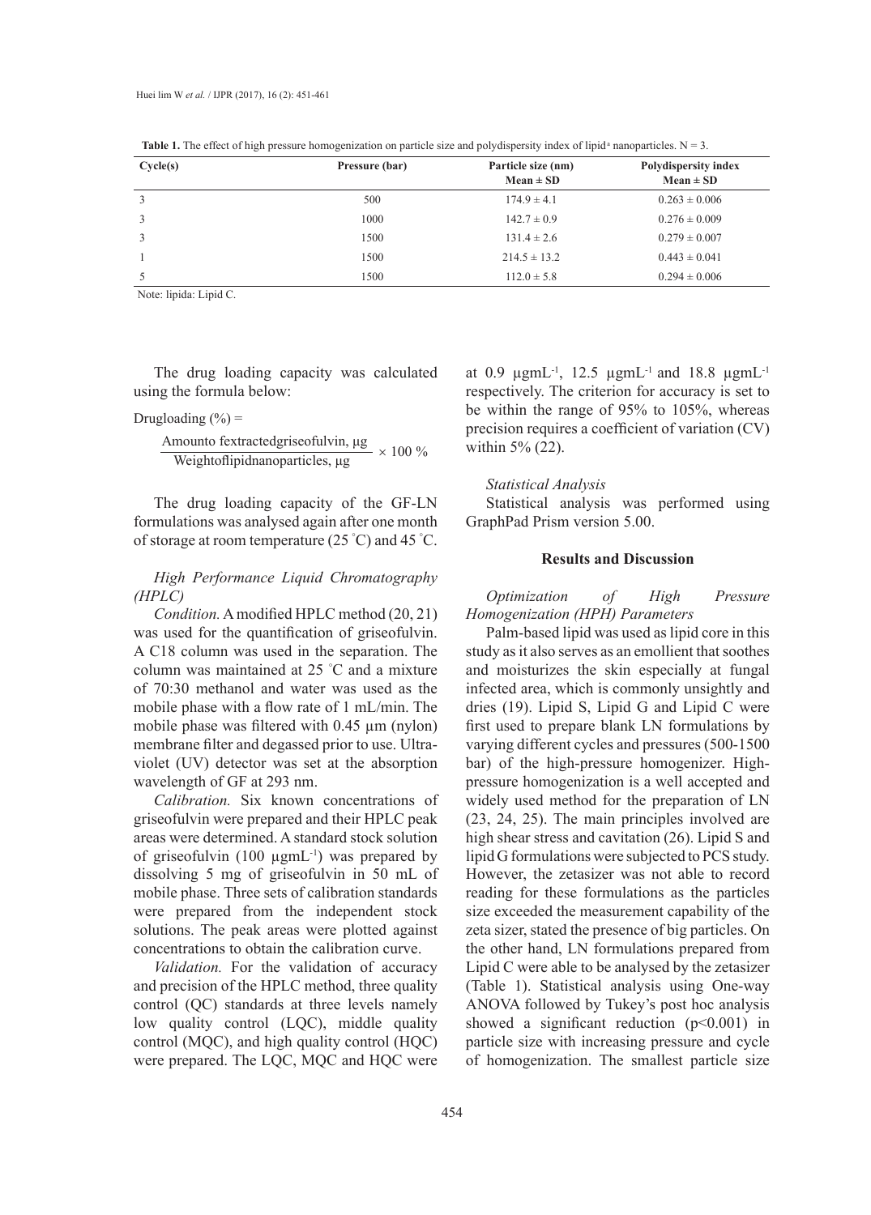**Table 1.** The effect of high pressure homogenization on particle size and polydispersity index of lipid[a] nanoparticles. N = 3.

| Cycle(s) | Pressure (bar) | Particle size (nm) Mean ± SD | Polydispersity index Mean ± SD |
|---|---|---|---|
| 3 | 500 | 174.9 ± 4.1 | 0.263 ± 0.006 |
| 3 | 1000 | 142.7 ± 0.9 | 0.276 ± 0.009 |
| 3 | 1500 | 131.4 ± 2.6 | 0.279 ± 0.007 |
| 1 | 1500 | 214.5 ± 13.2 | 0.443 ± 0.041 |
| 5 | 1500 | 112.0 ± 5.8 | 0.294 ± 0.006 |

Note: lipida: Lipid C.

The drug loading capacity was calculated using the formula below:

Drugloading (%) =

$$\frac{\text{Amounto fextractedgriseofulvin, µg}}{\text{Weightoflipidnanoparticles, µg}} \times 100\ \%$$

The drug loading capacity of the GF-LN formulations was analysed again after one month of storage at room temperature (25 °C) and 45 °C.

*High Performance Liquid Chromatography (HPLC)*

*Condition.* A modified HPLC method (20, 21) was used for the quantification of griseofulvin. A C18 column was used in the separation. The column was maintained at 25 °C and a mixture of 70:30 methanol and water was used as the mobile phase with a flow rate of 1 mL/min. The mobile phase was filtered with 0.45 µm (nylon) membrane filter and degassed prior to use. Ultra-violet (UV) detector was set at the absorption wavelength of GF at 293 nm.

*Calibration.* Six known concentrations of griseofulvin were prepared and their HPLC peak areas were determined. A standard stock solution of griseofulvin (100 µgmL$^{-1}$) was prepared by dissolving 5 mg of griseofulvin in 50 mL of mobile phase. Three sets of calibration standards were prepared from the independent stock solutions. The peak areas were plotted against concentrations to obtain the calibration curve.

*Validation.* For the validation of accuracy and precision of the HPLC method, three quality control (QC) standards at three levels namely low quality control (LQC), middle quality control (MQC), and high quality control (HQC) were prepared. The LQC, MQC and HQC were at 0.9 µgmL$^{-1}$, 12.5 µgmL$^{-1}$ and 18.8 µgmL$^{-1}$ respectively. The criterion for accuracy is set to be within the range of 95% to 105%, whereas precision requires a coefficient of variation (CV) within 5% (22).

*Statistical Analysis*

Statistical analysis was performed using GraphPad Prism version 5.00.

## Results and Discussion

*Optimization of High Pressure Homogenization (HPH) Parameters*

Palm-based lipid was used as lipid core in this study as it also serves as an emollient that soothes and moisturizes the skin especially at fungal infected area, which is commonly unsightly and dries (19). Lipid S, Lipid G and Lipid C were first used to prepare blank LN formulations by varying different cycles and pressures (500-1500 bar) of the high-pressure homogenizer. High-pressure homogenization is a well accepted and widely used method for the preparation of LN (23, 24, 25). The main principles involved are high shear stress and cavitation (26). Lipid S and lipid G formulations were subjected to PCS study. However, the zetasizer was not able to record reading for these formulations as the particles size exceeded the measurement capability of the zeta sizer, stated the presence of big particles. On the other hand, LN formulations prepared from Lipid C were able to be analysed by the zetasizer (Table 1). Statistical analysis using One-way ANOVA followed by Tukey's post hoc analysis showed a significant reduction ($p<0.001$) in particle size with increasing pressure and cycle of homogenization. The smallest particle size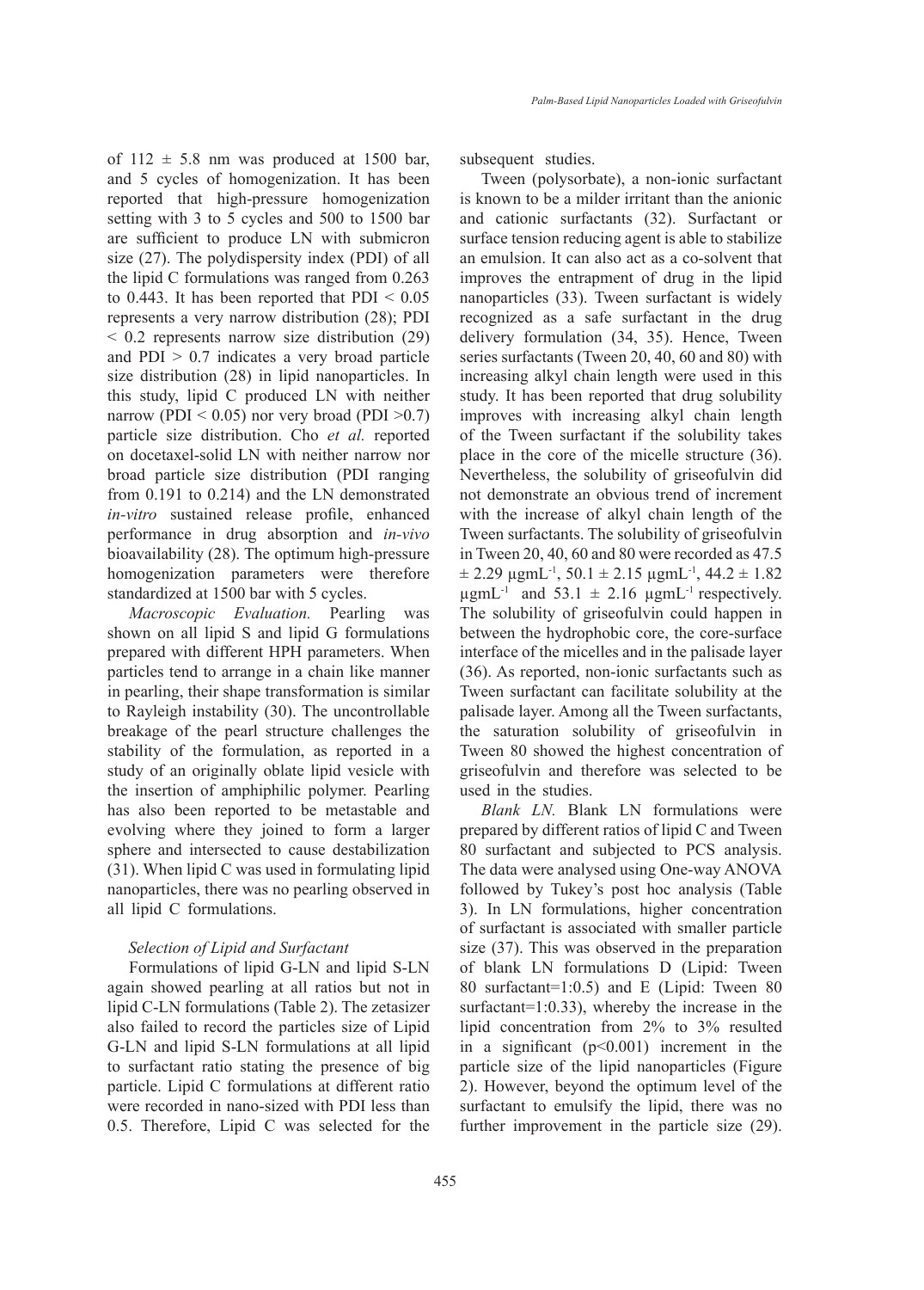of 112 ± 5.8 nm was produced at 1500 bar, and 5 cycles of homogenization. It has been reported that high-pressure homogenization setting with 3 to 5 cycles and 500 to 1500 bar are sufficient to produce LN with submicron size (27). The polydispersity index (PDI) of all the lipid C formulations was ranged from 0.263 to 0.443. It has been reported that PDI < 0.05 represents a very narrow distribution (28); PDI < 0.2 represents narrow size distribution (29) and PDI > 0.7 indicates a very broad particle size distribution (28) in lipid nanoparticles. In this study, lipid C produced LN with neither narrow (PDI < 0.05) nor very broad (PDI >0.7) particle size distribution. Cho *et al.* reported on docetaxel-solid LN with neither narrow nor broad particle size distribution (PDI ranging from 0.191 to 0.214) and the LN demonstrated *in-vitro* sustained release profile, enhanced performance in drug absorption and *in-vivo* bioavailability (28). The optimum high-pressure homogenization parameters were therefore standardized at 1500 bar with 5 cycles.

*Macroscopic Evaluation.* Pearling was shown on all lipid S and lipid G formulations prepared with different HPH parameters. When particles tend to arrange in a chain like manner in pearling, their shape transformation is similar to Rayleigh instability (30). The uncontrollable breakage of the pearl structure challenges the stability of the formulation, as reported in a study of an originally oblate lipid vesicle with the insertion of amphiphilic polymer. Pearling has also been reported to be metastable and evolving where they joined to form a larger sphere and intersected to cause destabilization (31). When lipid C was used in formulating lipid nanoparticles, there was no pearling observed in all lipid C formulations.

### *Selection of Lipid and Surfactant*

Formulations of lipid G-LN and lipid S-LN again showed pearling at all ratios but not in lipid C-LN formulations (Table 2). The zetasizer also failed to record the particles size of Lipid G-LN and lipid S-LN formulations at all lipid to surfactant ratio stating the presence of big particle. Lipid C formulations at different ratio were recorded in nano-sized with PDI less than 0.5. Therefore, Lipid C was selected for the subsequent studies.

Tween (polysorbate), a non-ionic surfactant is known to be a milder irritant than the anionic and cationic surfactants (32). Surfactant or surface tension reducing agent is able to stabilize an emulsion. It can also act as a co-solvent that improves the entrapment of drug in the lipid nanoparticles (33). Tween surfactant is widely recognized as a safe surfactant in the drug delivery formulation (34, 35). Hence, Tween series surfactants (Tween 20, 40, 60 and 80) with increasing alkyl chain length were used in this study. It has been reported that drug solubility improves with increasing alkyl chain length of the Tween surfactant if the solubility takes place in the core of the micelle structure (36). Nevertheless, the solubility of griseofulvin did not demonstrate an obvious trend of increment with the increase of alkyl chain length of the Tween surfactants. The solubility of griseofulvin in Tween 20, 40, 60 and 80 were recorded as 47.5 ± 2.29 µgmL$^{-1}$, 50.1 ± 2.15 µgmL$^{-1}$, 44.2 ± 1.82 µgmL$^{-1}$ and 53.1 ± 2.16 µgmL$^{-1}$ respectively. The solubility of griseofulvin could happen in between the hydrophobic core, the core-surface interface of the micelles and in the palisade layer (36). As reported, non-ionic surfactants such as Tween surfactant can facilitate solubility at the palisade layer. Among all the Tween surfactants, the saturation solubility of griseofulvin in Tween 80 showed the highest concentration of griseofulvin and therefore was selected to be used in the studies.

*Blank LN.* Blank LN formulations were prepared by different ratios of lipid C and Tween 80 surfactant and subjected to PCS analysis. The data were analysed using One-way ANOVA followed by Tukey's post hoc analysis (Table 3). In LN formulations, higher concentration of surfactant is associated with smaller particle size (37). This was observed in the preparation of blank LN formulations D (Lipid: Tween 80 surfactant=1:0.5) and E (Lipid: Tween 80 surfactant=1:0.33), whereby the increase in the lipid concentration from 2% to 3% resulted in a significant ($p<0.001$) increment in the particle size of the lipid nanoparticles (Figure 2). However, beyond the optimum level of the surfactant to emulsify the lipid, there was no further improvement in the particle size (29).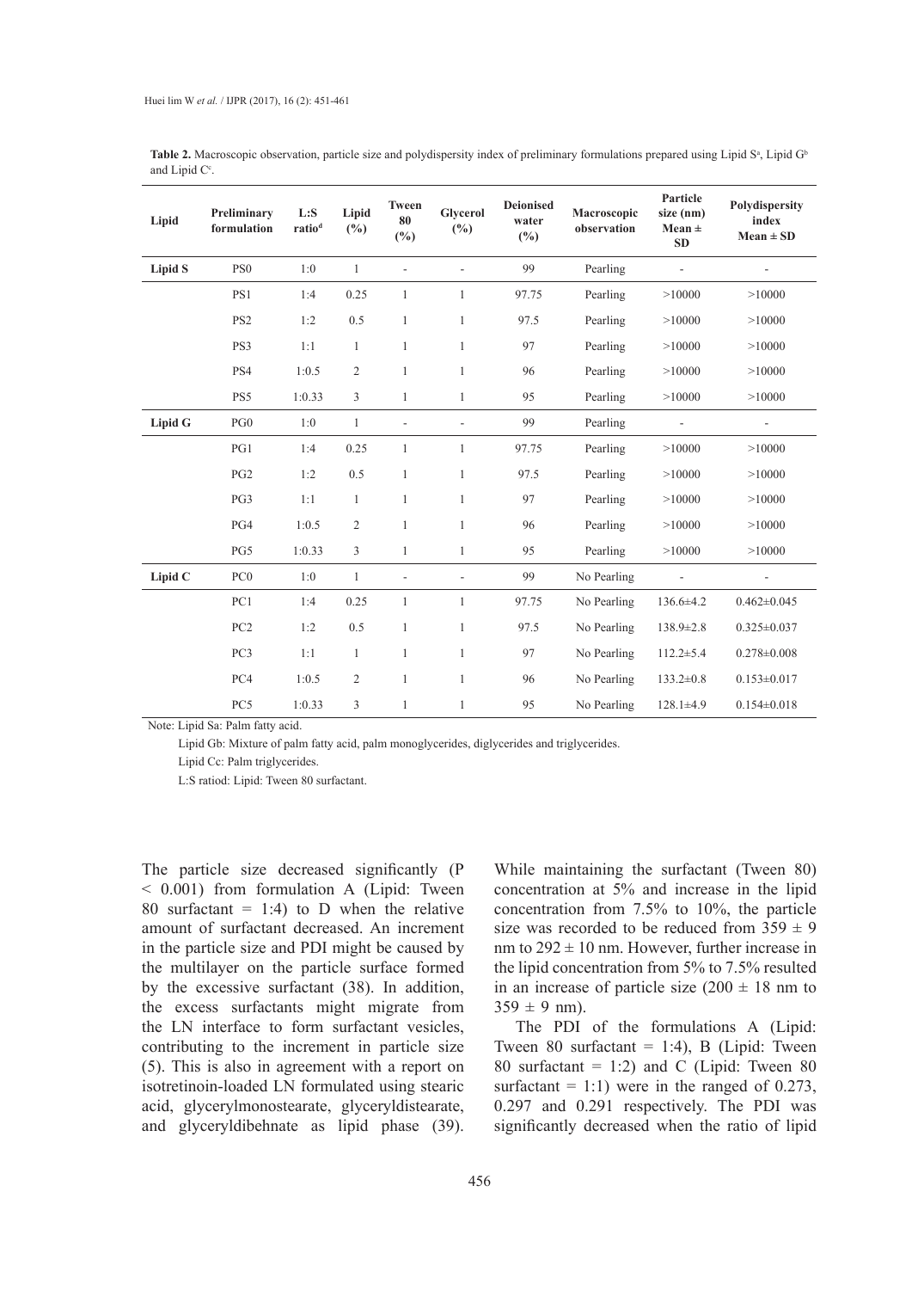**Table 2.** Macroscopic observation, particle size and polydispersity index of preliminary formulations prepared using Lipid S[a], Lipid G[b] and Lipid C[c].

| Lipid | Preliminary formulation | L:S ratio[d] | Lipid (%) | Tween 80 (%) | Glycerol (%) | Deionised water (%) | Macroscopic observation | Particle size (nm) Mean ± SD | Polydispersity index Mean ± SD |
|---|---|---|---|---|---|---|---|---|---|
| **Lipid S** | PS0 | 1:0 | 1 | - | - | 99 | Pearling | - | - |
| | PS1 | 1:4 | 0.25 | 1 | 1 | 97.75 | Pearling | >10000 | >10000 |
| | PS2 | 1:2 | 0.5 | 1 | 1 | 97.5 | Pearling | >10000 | >10000 |
| | PS3 | 1:1 | 1 | 1 | 1 | 97 | Pearling | >10000 | >10000 |
| | PS4 | 1:0.5 | 2 | 1 | 1 | 96 | Pearling | >10000 | >10000 |
| | PS5 | 1:0.33 | 3 | 1 | 1 | 95 | Pearling | >10000 | >10000 |
| **Lipid G** | PG0 | 1:0 | 1 | - | - | 99 | Pearling | - | - |
| | PG1 | 1:4 | 0.25 | 1 | 1 | 97.75 | Pearling | >10000 | >10000 |
| | PG2 | 1:2 | 0.5 | 1 | 1 | 97.5 | Pearling | >10000 | >10000 |
| | PG3 | 1:1 | 1 | 1 | 1 | 97 | Pearling | >10000 | >10000 |
| | PG4 | 1:0.5 | 2 | 1 | 1 | 96 | Pearling | >10000 | >10000 |
| | PG5 | 1:0.33 | 3 | 1 | 1 | 95 | Pearling | >10000 | >10000 |
| **Lipid C** | PC0 | 1:0 | 1 | - | - | 99 | No Pearling | - | - |
| | PC1 | 1:4 | 0.25 | 1 | 1 | 97.75 | No Pearling | 136.6±4.2 | 0.462±0.045 |
| | PC2 | 1:2 | 0.5 | 1 | 1 | 97.5 | No Pearling | 138.9±2.8 | 0.325±0.037 |
| | PC3 | 1:1 | 1 | 1 | 1 | 97 | No Pearling | 112.2±5.4 | 0.278±0.008 |
| | PC4 | 1:0.5 | 2 | 1 | 1 | 96 | No Pearling | 133.2±0.8 | 0.153±0.017 |
| | PC5 | 1:0.33 | 3 | 1 | 1 | 95 | No Pearling | 128.1±4.9 | 0.154±0.018 |

Note: Lipid Sa: Palm fatty acid.

Lipid Gb: Mixture of palm fatty acid, palm monoglycerides, diglycerides and triglycerides.

Lipid Cc: Palm triglycerides.

L:S ratiod: Lipid: Tween 80 surfactant.

The particle size decreased significantly ($P < 0.001$) from formulation A (Lipid: Tween 80 surfactant = 1:4) to D when the relative amount of surfactant decreased. An increment in the particle size and PDI might be caused by the multilayer on the particle surface formed by the excessive surfactant (38). In addition, the excess surfactants might migrate from the LN interface to form surfactant vesicles, contributing to the increment in particle size (5). This is also in agreement with a report on isotretinoin-loaded LN formulated using stearic acid, glycerylmonostearate, glyceryldistearate, and glyceryldibehnate as lipid phase (39). While maintaining the surfactant (Tween 80) concentration at 5% and increase in the lipid concentration from 7.5% to 10%, the particle size was recorded to be reduced from 359 ± 9 nm to 292 ± 10 nm. However, further increase in the lipid concentration from 5% to 7.5% resulted in an increase of particle size (200 ± 18 nm to 359 ± 9 nm).

The PDI of the formulations A (Lipid: Tween 80 surfactant = 1:4), B (Lipid: Tween 80 surfactant = 1:2) and C (Lipid: Tween 80 surfactant = 1:1) were in the ranged of 0.273, 0.297 and 0.291 respectively. The PDI was significantly decreased when the ratio of lipid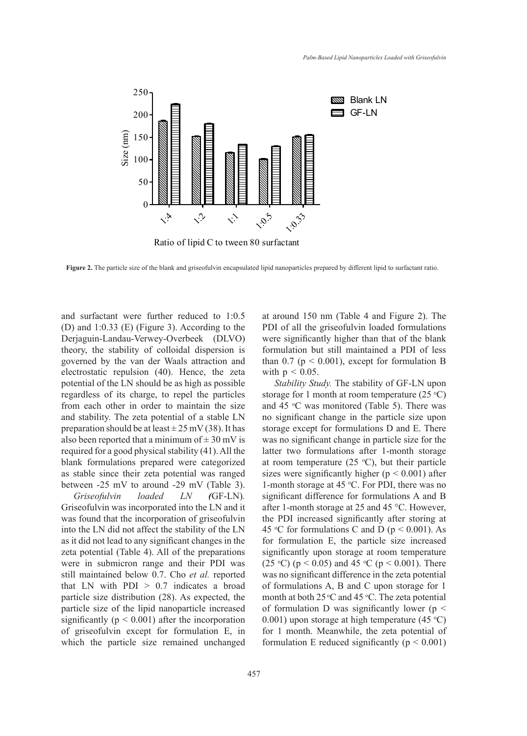**Figure 2.** The particle size of the blank and griseofulvin encapsulated lipid nanoparticles prepared by different lipid to surfactant ratio.

and surfactant were further reduced to 1:0.5 (D) and 1:0.33 (E) (Figure 3). According to the Derjaguin-Landau-Verwey-Overbeek (DLVO) theory, the stability of colloidal dispersion is governed by the van der Waals attraction and electrostatic repulsion (40). Hence, the zeta potential of the LN should be as high as possible regardless of its charge, to repel the particles from each other in order to maintain the size and stability. The zeta potential of a stable LN preparation should be at least $\pm 25$ mV (38). It has also been reported that a minimum of $\pm 30$ mV is required for a good physical stability (41). All the blank formulations prepared were categorized as stable since their zeta potential was ranged between -25 mV to around -29 mV (Table 3).

*Griseofulvin loaded LN (*GF-LN)*.* Griseofulvin was incorporated into the LN and it was found that the incorporation of griseofulvin into the LN did not affect the stability of the LN as it did not lead to any significant changes in the zeta potential (Table 4). All of the preparations were in submicron range and their PDI was still maintained below 0.7. Cho *et al.* reported that LN with PDI > 0.7 indicates a broad particle size distribution (28). As expected, the particle size of the lipid nanoparticle increased significantly ($p < 0.001$) after the incorporation of griseofulvin except for formulation E, in which the particle size remained unchanged at around 150 nm (Table 4 and Figure 2). The PDI of all the griseofulvin loaded formulations were significantly higher than that of the blank formulation but still maintained a PDI of less than 0.7 ($p < 0.001$), except for formulation B with $p < 0.05$.

*Stability Study.* The stability of GF-LN upon storage for 1 month at room temperature (25 °C) and 45 °C was monitored (Table 5). There was no significant change in the particle size upon storage except for formulations D and E. There was no significant change in particle size for the latter two formulations after 1-month storage at room temperature (25 °C), but their particle sizes were significantly higher ($p < 0.001$) after 1-month storage at 45 °C. For PDI, there was no significant difference for formulations A and B after 1-month storage at 25 and 45 °C. However, the PDI increased significantly after storing at 45 °C for formulations C and D ($p < 0.001$). As for formulation E, the particle size increased significantly upon storage at room temperature (25 °C) ($p < 0.05$) and 45 °C ($p < 0.001$). There was no significant difference in the zeta potential of formulations A, B and C upon storage for 1 month at both 25 °C and 45 °C. The zeta potential of formulation D was significantly lower ($p < 0.001$) upon storage at high temperature (45 °C) for 1 month. Meanwhile, the zeta potential of formulation E reduced significantly ($p < 0.001$)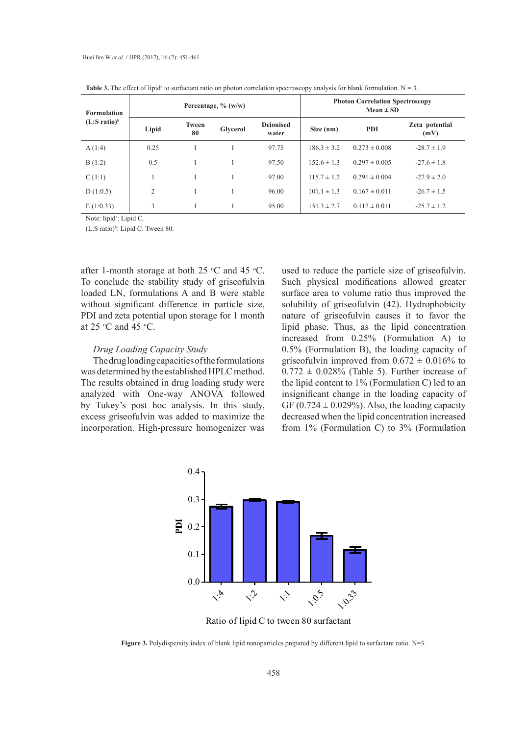**Table 3.** The effect of lipid[a] to surfactant ratio on photon correlation spectroscopy analysis for blank formulation. N = 3.

| Formulation (L:S ratio)[b] | Percentage, % (w/w) | | | | Photon Correlation Spectroscopy Mean ± SD | | |
|---|---|---|---|---|---|---|---|
| | Lipid | Tween 80 | Glycerol | Deionised water | Size (nm) | PDI | Zeta potential (mV) |
| A (1:4) | 0.25 | 1 | 1 | 97.75 | 186.3 ± 3.2 | 0.273 ± 0.008 | -28.7 ± 1.9 |
| B (1:2) | 0.5 | 1 | 1 | 97.50 | 152.6 ± 1.3 | 0.297 ± 0.005 | -27.6 ± 1.8 |
| C (1:1) | 1 | 1 | 1 | 97.00 | 115.7 ± 1.2 | 0.291 ± 0.004 | -27.9 ± 2.0 |
| D (1:0.5) | 2 | 1 | 1 | 96.00 | 101.1 ± 1.3 | 0.167 ± 0.011 | -26.7 ± 1.5 |
| E (1:0.33) | 3 | 1 | 1 | 95.00 | 151.3 ± 2.7 | 0.117 ± 0.011 | -25.7 ± 1.2 |

Note: lipid[a]: Lipid C.

(L:S ratio)[b]: Lipid C: Tween 80.

after 1-month storage at both 25 °C and 45 °C. To conclude the stability study of griseofulvin loaded LN, formulations A and B were stable without significant difference in particle size, PDI and zeta potential upon storage for 1 month at 25 °C and 45 °C.

*Drug Loading Capacity Study*

The drug loading capacities of the formulations was determined by the established HPLC method. The results obtained in drug loading study were analyzed with One-way ANOVA followed by Tukey's post hoc analysis. In this study, excess griseofulvin was added to maximize the incorporation. High-pressure homogenizer was used to reduce the particle size of griseofulvin. Such physical modifications allowed greater surface area to volume ratio thus improved the solubility of griseofulvin (42). Hydrophobicity nature of griseofulvin causes it to favor the lipid phase. Thus, as the lipid concentration increased from 0.25% (Formulation A) to 0.5% (Formulation B), the loading capacity of griseofulvin improved from 0.672 ± 0.016% to 0.772 ± 0.028% (Table 5). Further increase of the lipid content to 1% (Formulation C) led to an insignificant change in the loading capacity of GF (0.724 ± 0.029%). Also, the loading capacity decreased when the lipid concentration increased from 1% (Formulation C) to 3% (Formulation

**Figure 3.** Polydispersity index of blank lipid nanoparticles prepared by different lipid to surfactant ratio. N=3.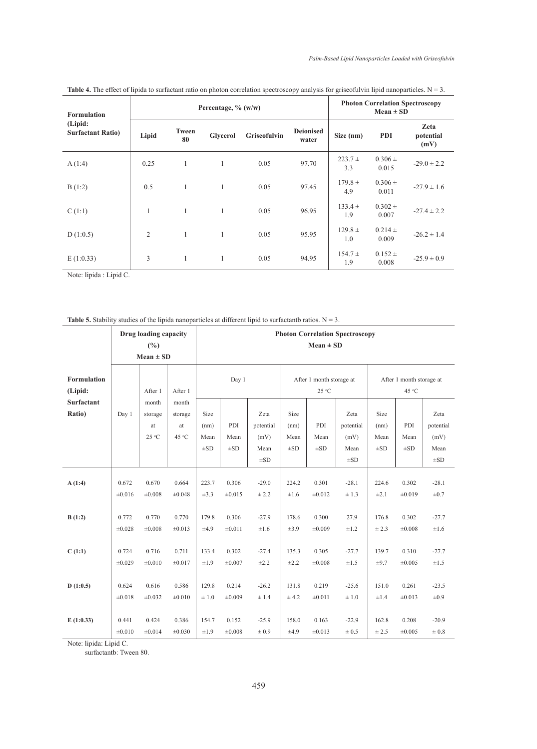**Table 4.** The effect of lipida to surfactant ratio on photon correlation spectroscopy analysis for griseofulvin lipid nanoparticles. N = 3.

| Formulation (Lipid: Surfactant Ratio) | Percentage, % (w/w) | | | | | Photon Correlation Spectroscopy Mean ± SD | | |
|---|---|---|---|---|---|---|---|---|
| | Lipid | Tween 80 | Glycerol | Griseofulvin | Deionised water | Size (nm) | PDI | Zeta potential (mV) |
| A (1:4) | 0.25 | 1 | 1 | 0.05 | 97.70 | 223.7 ± 3.3 | 0.306 ± 0.015 | -29.0 ± 2.2 |
| B (1:2) | 0.5 | 1 | 1 | 0.05 | 97.45 | 179.8 ± 4.9 | 0.306 ± 0.011 | -27.9 ± 1.6 |
| C (1:1) | 1 | 1 | 1 | 0.05 | 96.95 | 133.4 ± 1.9 | 0.302 ± 0.007 | -27.4 ± 2.2 |
| D (1:0.5) | 2 | 1 | 1 | 0.05 | 95.95 | 129.8 ± 1.0 | 0.214 ± 0.009 | -26.2 ± 1.4 |
| E (1:0.33) | 3 | 1 | 1 | 0.05 | 94.95 | 154.7 ± 1.9 | 0.152 ± 0.008 | -25.9 ± 0.9 |

Note: lipida : Lipid C.

**Table 5.** Stability studies of the lipida nanoparticles at different lipid to surfactantb ratios. N = 3.

| Formulation (Lipid: Surfactant Ratio) | Drug loading capacity (%) Mean ± SD | | | Photon Correlation Spectroscopy Mean ± SD | | | | | | | | |
|---|---|---|---|---|---|---|---|---|---|---|---|---|
| | | | | Day 1 | | | After 1 month storage at 25 °C | | | After 1 month storage at 45 °C | | |
| | Day 1 | After 1 month storage at 25 °C | After 1 month storage at 45 °C | Size (nm) Mean ±SD | PDI Mean ±SD | Zeta potential (mV) Mean ±SD | Size (nm) Mean ±SD | PDI Mean ±SD | Zeta potential (mV) Mean ±SD | Size (nm) Mean ±SD | PDI Mean ±SD | Zeta potential (mV) Mean ±SD |
| **A (1:4)** | 0.672 ±0.016 | 0.670 ±0.008 | 0.664 ±0.048 | 223.7 ±3.3 | 0.306 ±0.015 | -29.0 ± 2.2 | 224.2 ±1.6 | 0.301 ±0.012 | -28.1 ± 1.3 | 224.6 ±2.1 | 0.302 ±0.019 | -28.1 ±0.7 |
| **B (1:2)** | 0.772 ±0.028 | 0.770 ±0.008 | 0.770 ±0.013 | 179.8 ±4.9 | 0.306 ±0.011 | -27.9 ±1.6 | 178.6 ±3.9 | 0.300 ±0.009 | 27.9 ±1.2 | 176.8 ± 2.3 | 0.302 ±0.008 | -27.7 ±1.6 |
| **C (1:1)** | 0.724 ±0.029 | 0.716 ±0.010 | 0.711 ±0.017 | 133.4 ±1.9 | 0.302 ±0.007 | -27.4 ±2.2 | 135.3 ±2.2 | 0.305 ±0.008 | -27.7 ±1.5 | 139.7 ±9.7 | 0.310 ±0.005 | -27.7 ±1.5 |
| **D (1:0.5)** | 0.624 ±0.018 | 0.616 ±0.032 | 0.586 ±0.010 | 129.8 ± 1.0 | 0.214 ±0.009 | -26.2 ± 1.4 | 131.8 ± 4.2 | 0.219 ±0.011 | -25.6 ± 1.0 | 151.0 ±1.4 | 0.261 ±0.013 | -23.5 ±0.9 |
| **E (1:0.33)** | 0.441 ±0.010 | 0.424 ±0.014 | 0.386 ±0.030 | 154.7 ±1.9 | 0.152 ±0.008 | -25.9 ± 0.9 | 158.0 ±4.9 | 0.163 ±0.013 | -22.9 ± 0.5 | 162.8 ± 2.5 | 0.208 ±0.005 | -20.9 ± 0.8 |

Note: lipida: Lipid C.
surfactantb: Tween 80.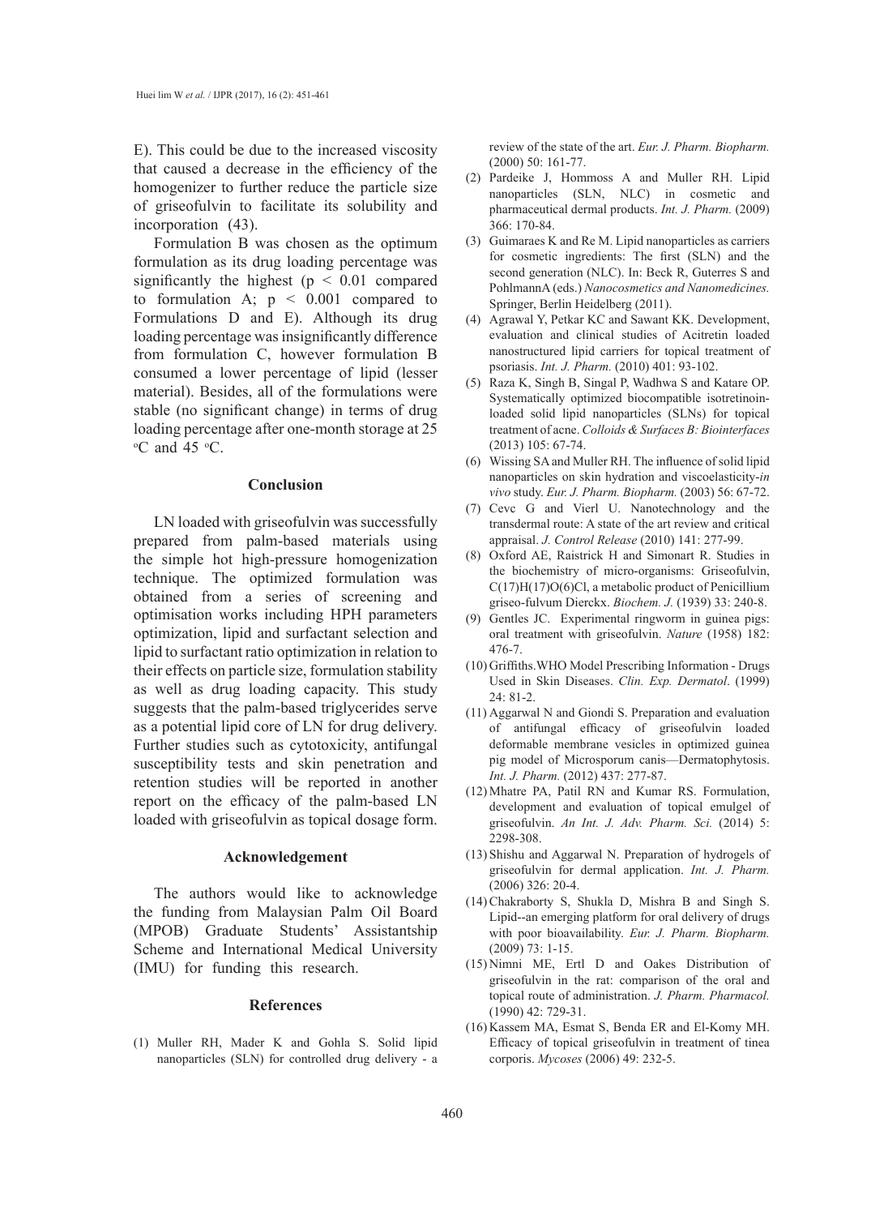E). This could be due to the increased viscosity that caused a decrease in the efficiency of the homogenizer to further reduce the particle size of griseofulvin to facilitate its solubility and incorporation (43).

Formulation B was chosen as the optimum formulation as its drug loading percentage was significantly the highest ($p < 0.01$ compared to formulation A; $p < 0.001$ compared to Formulations D and E). Although its drug loading percentage was insignificantly difference from formulation C, however formulation B consumed a lower percentage of lipid (lesser material). Besides, all of the formulations were stable (no significant change) in terms of drug loading percentage after one-month storage at 25 $^{o}$C and 45 $^{o}$C.

## Conclusion

LN loaded with griseofulvin was successfully prepared from palm-based materials using the simple hot high-pressure homogenization technique. The optimized formulation was obtained from a series of screening and optimisation works including HPH parameters optimization, lipid and surfactant selection and lipid to surfactant ratio optimization in relation to their effects on particle size, formulation stability as well as drug loading capacity. This study suggests that the palm-based triglycerides serve as a potential lipid core of LN for drug delivery. Further studies such as cytotoxicity, antifungal susceptibility tests and skin penetration and retention studies will be reported in another report on the efficacy of the palm-based LN loaded with griseofulvin as topical dosage form.

## Acknowledgement

The authors would like to acknowledge the funding from Malaysian Palm Oil Board (MPOB) Graduate Students' Assistantship Scheme and International Medical University (IMU) for funding this research.

## References

(1) Muller RH, Mader K and Gohla S. Solid lipid nanoparticles (SLN) for controlled drug delivery - a review of the state of the art. *Eur. J. Pharm. Biopharm.* (2000) 50: 161-77.

(2) Pardeike J, Hommoss A and Muller RH. Lipid nanoparticles (SLN, NLC) in cosmetic and pharmaceutical dermal products. *Int. J. Pharm.* (2009) 366: 170-84.

(3) Guimaraes K and Re M. Lipid nanoparticles as carriers for cosmetic ingredients: The first (SLN) and the second generation (NLC). In: Beck R, Guterres S and PohlmannA (eds.) *Nanocosmetics and Nanomedicines.* Springer, Berlin Heidelberg (2011).

(4) Agrawal Y, Petkar KC and Sawant KK. Development, evaluation and clinical studies of Acitretin loaded nanostructured lipid carriers for topical treatment of psoriasis. *Int. J. Pharm.* (2010) 401: 93-102.

(5) Raza K, Singh B, Singal P, Wadhwa S and Katare OP. Systematically optimized biocompatible isotretinoin-loaded solid lipid nanoparticles (SLNs) for topical treatment of acne. *Colloids & Surfaces B: Biointerfaces* (2013) 105: 67-74.

(6) Wissing SA and Muller RH. The influence of solid lipid nanoparticles on skin hydration and viscoelasticity-*in vivo* study. *Eur. J. Pharm. Biopharm.* (2003) 56: 67-72.

(7) Cevc G and Vierl U. Nanotechnology and the transdermal route: A state of the art review and critical appraisal. *J. Control Release* (2010) 141: 277-99.

(8) Oxford AE, Raistrick H and Simonart R. Studies in the biochemistry of micro-organisms: Griseofulvin, C(17)H(17)O(6)Cl, a metabolic product of Penicillium griseo-fulvum Dierckx. *Biochem. J.* (1939) 33: 240-8.

(9) Gentles JC. Experimental ringworm in guinea pigs: oral treatment with griseofulvin. *Nature* (1958) 182: 476-7.

(10) Griffiths.WHO Model Prescribing Information - Drugs Used in Skin Diseases. *Clin. Exp. Dermatol*. (1999) 24: 81-2.

(11) Aggarwal N and Giondi S. Preparation and evaluation of antifungal efficacy of griseofulvin loaded deformable membrane vesicles in optimized guinea pig model of Microsporum canis—Dermatophytosis. *Int. J. Pharm.* (2012) 437: 277-87.

(12) Mhatre PA, Patil RN and Kumar RS. Formulation, development and evaluation of topical emulgel of griseofulvin. *An Int. J. Adv. Pharm. Sci.* (2014) 5: 2298-308.

(13) Shishu and Aggarwal N. Preparation of hydrogels of griseofulvin for dermal application. *Int. J. Pharm.* (2006) 326: 20-4.

(14) Chakraborty S, Shukla D, Mishra B and Singh S. Lipid--an emerging platform for oral delivery of drugs with poor bioavailability. *Eur. J. Pharm. Biopharm.* (2009) 73: 1-15.

(15) Nimni ME, Ertl D and Oakes Distribution of griseofulvin in the rat: comparison of the oral and topical route of administration. *J. Pharm. Pharmacol.* (1990) 42: 729-31.

(16) Kassem MA, Esmat S, Benda ER and El-Komy MH. Efficacy of topical griseofulvin in treatment of tinea corporis. *Mycoses* (2006) 49: 232-5.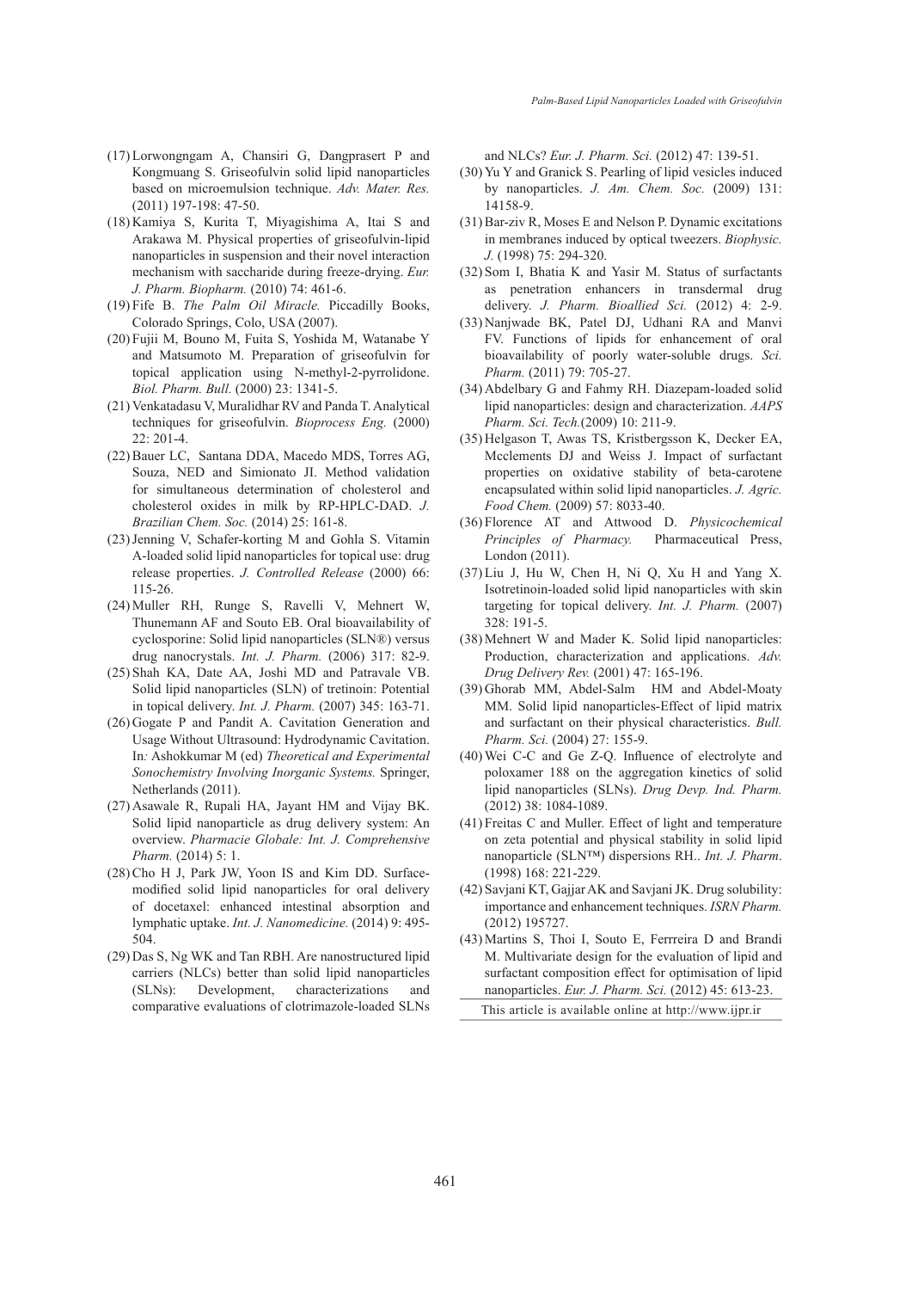(17) Lorwongngam A, Chansiri G, Dangprasert P and Kongmuang S. Griseofulvin solid lipid nanoparticles based on microemulsion technique. *Adv. Mater. Res.* (2011) 197-198: 47-50.

(18) Kamiya S, Kurita T, Miyagishima A, Itai S and Arakawa M. Physical properties of griseofulvin-lipid nanoparticles in suspension and their novel interaction mechanism with saccharide during freeze-drying. *Eur. J. Pharm. Biopharm.* (2010) 74: 461-6.

(19) Fife B. *The Palm Oil Miracle.* Piccadilly Books, Colorado Springs, Colo, USA (2007).

(20) Fujii M, Bouno M, Fuita S, Yoshida M, Watanabe Y and Matsumoto M. Preparation of griseofulvin for topical application using N-methyl-2-pyrrolidone. *Biol. Pharm. Bull.* (2000) 23: 1341-5.

(21) Venkatadasu V, Muralidhar RV and Panda T. Analytical techniques for griseofulvin. *Bioprocess Eng.* (2000) 22: 201-4.

(22) Bauer LC, Santana DDA, Macedo MDS, Torres AG, Souza, NED and Simionato JI. Method validation for simultaneous determination of cholesterol and cholesterol oxides in milk by RP-HPLC-DAD. *J. Brazilian Chem. Soc.* (2014) 25: 161-8.

(23) Jenning V, Schafer-korting M and Gohla S. Vitamin A-loaded solid lipid nanoparticles for topical use: drug release properties. *J. Controlled Release* (2000) 66: 115-26.

(24) Muller RH, Runge S, Ravelli V, Mehnert W, Thunemann AF and Souto EB. Oral bioavailability of cyclosporine: Solid lipid nanoparticles (SLN®) versus drug nanocrystals. *Int. J. Pharm.* (2006) 317: 82-9.

(25) Shah KA, Date AA, Joshi MD and Patravale VB. Solid lipid nanoparticles (SLN) of tretinoin: Potential in topical delivery. *Int. J. Pharm.* (2007) 345: 163-71.

(26) Gogate P and Pandit A. Cavitation Generation and Usage Without Ultrasound: Hydrodynamic Cavitation. In*:* Ashokkumar M (ed) *Theoretical and Experimental Sonochemistry Involving Inorganic Systems.* Springer, Netherlands (2011).

(27) Asawale R, Rupali HA, Jayant HM and Vijay BK. Solid lipid nanoparticle as drug delivery system: An overview. *Pharmacie Globale: Int. J. Comprehensive Pharm.* (2014) 5: 1.

(28) Cho H J, Park JW, Yoon IS and Kim DD. Surface-modified solid lipid nanoparticles for oral delivery of docetaxel: enhanced intestinal absorption and lymphatic uptake. *Int. J. Nanomedicine.* (2014) 9: 495-504.

(29) Das S, Ng WK and Tan RBH. Are nanostructured lipid carriers (NLCs) better than solid lipid nanoparticles (SLNs): Development, characterizations and comparative evaluations of clotrimazole-loaded SLNs and NLCs? *Eur. J. Pharm. Sci.* (2012) 47: 139-51.

(30) Yu Y and Granick S. Pearling of lipid vesicles induced by nanoparticles. *J. Am. Chem. Soc.* (2009) 131: 14158-9.

(31) Bar-ziv R, Moses E and Nelson P. Dynamic excitations in membranes induced by optical tweezers. *Biophysic. J.* (1998) 75: 294-320.

(32) Som I, Bhatia K and Yasir M. Status of surfactants as penetration enhancers in transdermal drug delivery. *J. Pharm. Bioallied Sci.* (2012) 4: 2-9.

(33) Nanjwade BK, Patel DJ, Udhani RA and Manvi FV. Functions of lipids for enhancement of oral bioavailability of poorly water-soluble drugs. *Sci. Pharm.* (2011) 79: 705-27.

(34) Abdelbary G and Fahmy RH. Diazepam-loaded solid lipid nanoparticles: design and characterization. *AAPS Pharm. Sci. Tech.*(2009) 10: 211-9.

(35) Helgason T, Awas TS, Kristbergsson K, Decker EA, Mcclements DJ and Weiss J. Impact of surfactant properties on oxidative stability of beta-carotene encapsulated within solid lipid nanoparticles. *J. Agric. Food Chem.* (2009) 57: 8033-40.

(36) Florence AT and Attwood D. *Physicochemical Principles of Pharmacy.* Pharmaceutical Press, London (2011).

(37) Liu J, Hu W, Chen H, Ni Q, Xu H and Yang X. Isotretinoin-loaded solid lipid nanoparticles with skin targeting for topical delivery. *Int. J. Pharm.* (2007) 328: 191-5.

(38) Mehnert W and Mader K. Solid lipid nanoparticles: Production, characterization and applications. *Adv. Drug Delivery Rev.* (2001) 47: 165-196.

(39) Ghorab MM, Abdel-Salm HM and Abdel-Moaty MM. Solid lipid nanoparticles-Effect of lipid matrix and surfactant on their physical characteristics. *Bull. Pharm. Sci.* (2004) 27: 155-9.

(40) Wei C-C and Ge Z-Q. Influence of electrolyte and poloxamer 188 on the aggregation kinetics of solid lipid nanoparticles (SLNs). *Drug Devp. Ind. Pharm.* (2012) 38: 1084-1089.

(41) Freitas C and Muller. Effect of light and temperature on zeta potential and physical stability in solid lipid nanoparticle (SLN™) dispersions RH.. *Int. J. Pharm*. (1998) 168: 221-229.

(42) Savjani KT, Gajjar AK and Savjani JK. Drug solubility: importance and enhancement techniques. *ISRN Pharm.* (2012) 195727.

(43) Martins S, Thoi I, Souto E, Ferrreira D and Brandi M. Multivariate design for the evaluation of lipid and surfactant composition effect for optimisation of lipid nanoparticles. *Eur. J. Pharm. Sci.* (2012) 45: 613-23.

This article is available online at http://www.ijpr.ir